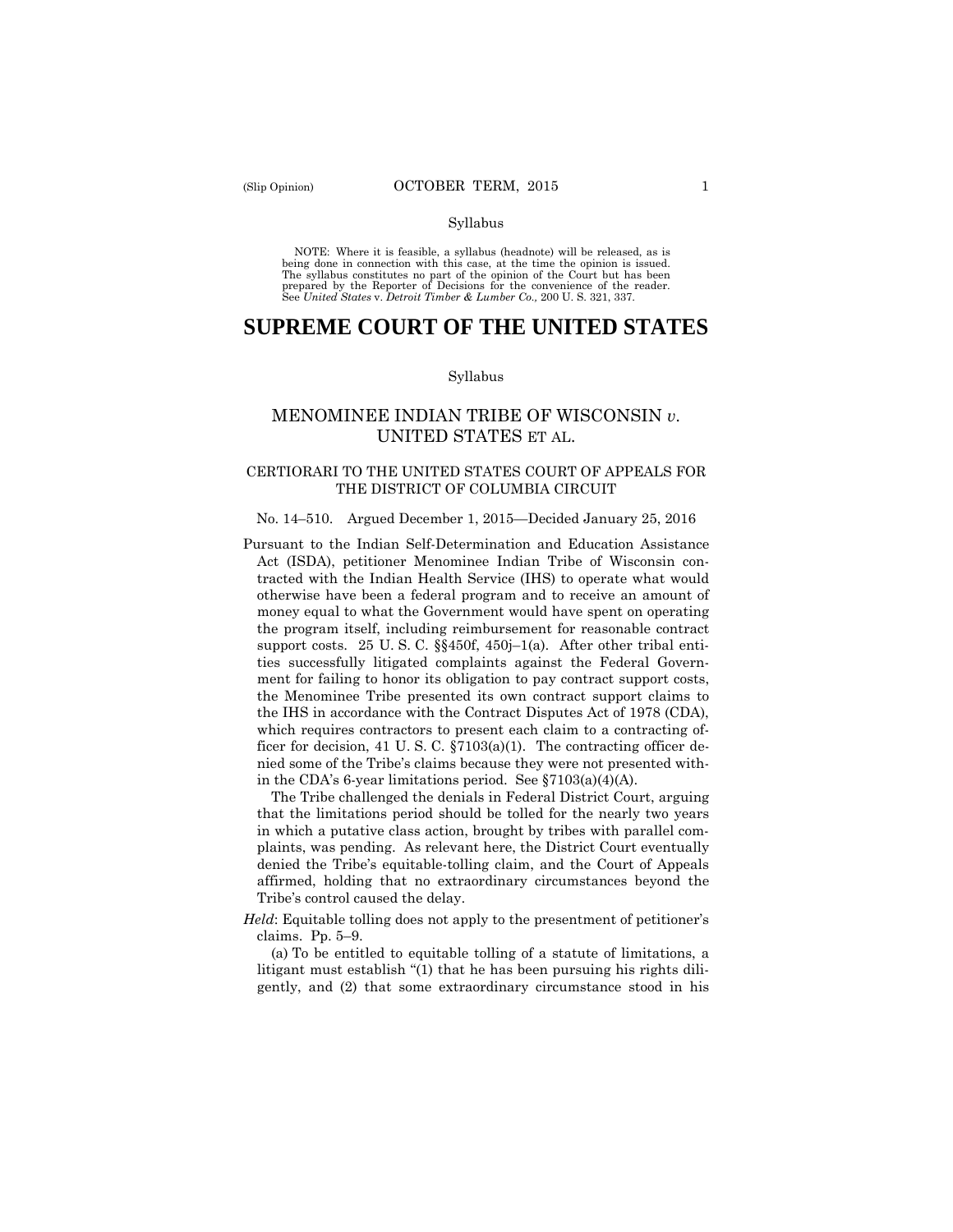Syllabus

NOTE: Where it is feasible, a syllabus (headnote) will be released, as is being done in connection with this case, at the time the opinion is issued. The syllabus constitutes no part of the opinion of the Court but has been prepared by the Reporter of Decisions for the convenience of the reader. See *United States* v. *Detroit Timber & Lumber Co.,* 200 U. S. 321, 337.

# SUPREME COURT OF THE UNITED STATES

Syllabus

## MENOMINEE INDIAN TRIBE OF WISCONSIN *v.* UNITED STATES ET AL.

### CERTIORARI TO THE UNITED STATES COURT OF APPEALS FOR THE DISTRICT OF COLUMBIA CIRCUIT

No. 14–510. Argued December 1, 2015—Decided January 25, 2016

Pursuant to the Indian Self-Determination and Education Assistance Act (ISDA), petitioner Menominee Indian Tribe of Wisconsin contracted with the Indian Health Service (IHS) to operate what would otherwise have been a federal program and to receive an amount of money equal to what the Government would have spent on operating the program itself, including reimbursement for reasonable contract support costs. 25 U. S. C. §§450f, 450j–1(a). After other tribal entities successfully litigated complaints against the Federal Government for failing to honor its obligation to pay contract support costs, the Menominee Tribe presented its own contract support claims to the IHS in accordance with the Contract Disputes Act of 1978 (CDA), which requires contractors to present each claim to a contracting officer for decision, 41 U. S. C. §7103(a)(1). The contracting officer denied some of the Tribe's claims because they were not presented within the CDA's 6-year limitations period. See §7103(a)(4)(A).

The Tribe challenged the denials in Federal District Court, arguing that the limitations period should be tolled for the nearly two years in which a putative class action, brought by tribes with parallel complaints, was pending. As relevant here, the District Court eventually denied the Tribe's equitable-tolling claim, and the Court of Appeals affirmed, holding that no extraordinary circumstances beyond the Tribe's control caused the delay.

*Held*: Equitable tolling does not apply to the presentment of petitioner's claims. Pp. 5–9.

(a) To be entitled to equitable tolling of a statute of limitations, a litigant must establish "(1) that he has been pursuing his rights diligently, and (2) that some extraordinary circumstance stood in his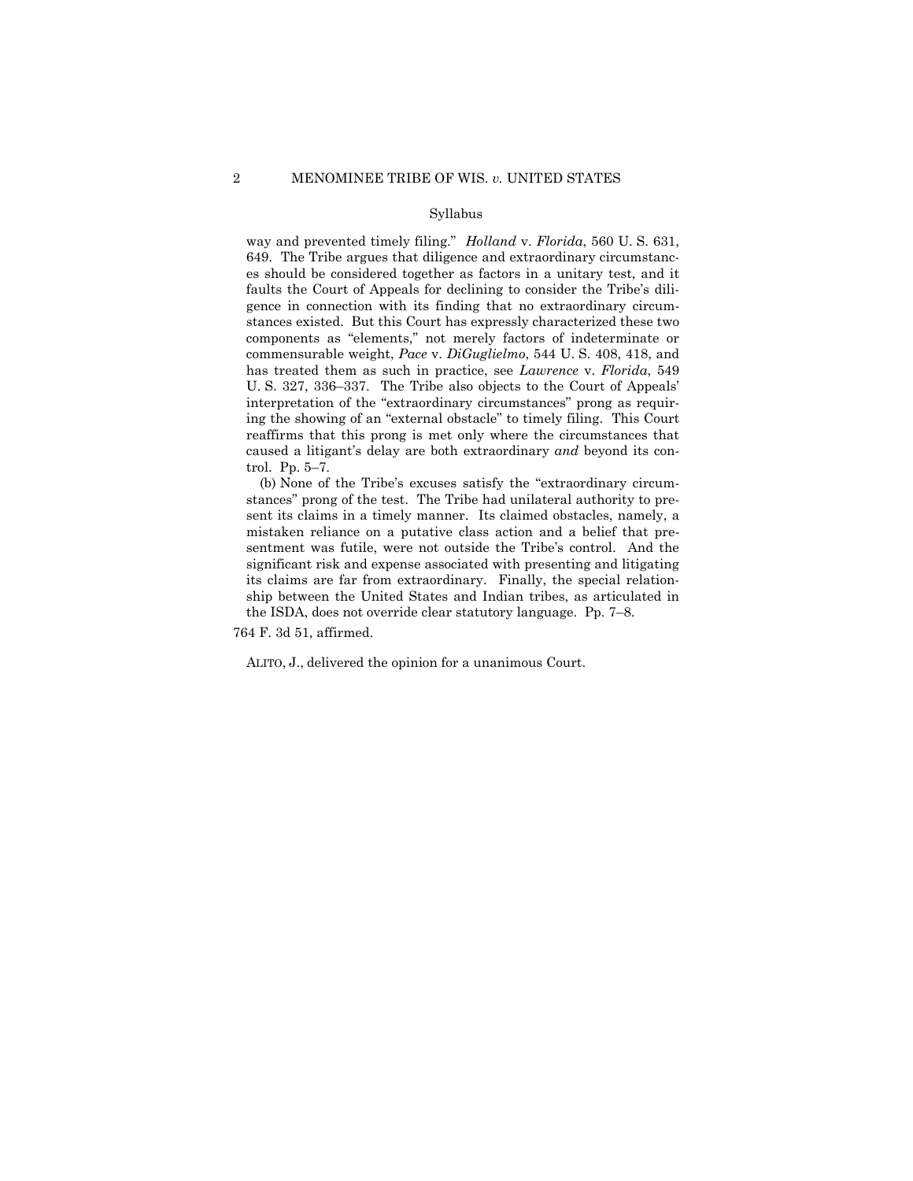Syllabus

way and prevented timely filing." *Holland* v. *Florida*, 560 U. S. 631, 649. The Tribe argues that diligence and extraordinary circumstances should be considered together as factors in a unitary test, and it faults the Court of Appeals for declining to consider the Tribe's diligence in connection with its finding that no extraordinary circumstances existed. But this Court has expressly characterized these two components as "elements," not merely factors of indeterminate or commensurable weight, *Pace* v. *DiGuglielmo*, 544 U. S. 408, 418, and has treated them as such in practice, see *Lawrence* v. *Florida*, 549 U. S. 327, 336–337. The Tribe also objects to the Court of Appeals' interpretation of the "extraordinary circumstances" prong as requiring the showing of an "external obstacle" to timely filing. This Court reaffirms that this prong is met only where the circumstances that caused a litigant's delay are both extraordinary *and* beyond its control. Pp. 5–7.

(b) None of the Tribe's excuses satisfy the "extraordinary circumstances" prong of the test. The Tribe had unilateral authority to present its claims in a timely manner. Its claimed obstacles, namely, a mistaken reliance on a putative class action and a belief that presentment was futile, were not outside the Tribe's control. And the significant risk and expense associated with presenting and litigating its claims are far from extraordinary. Finally, the special relationship between the United States and Indian tribes, as articulated in the ISDA, does not override clear statutory language. Pp. 7–8.

764 F. 3d 51, affirmed.

ALITO, J., delivered the opinion for a unanimous Court.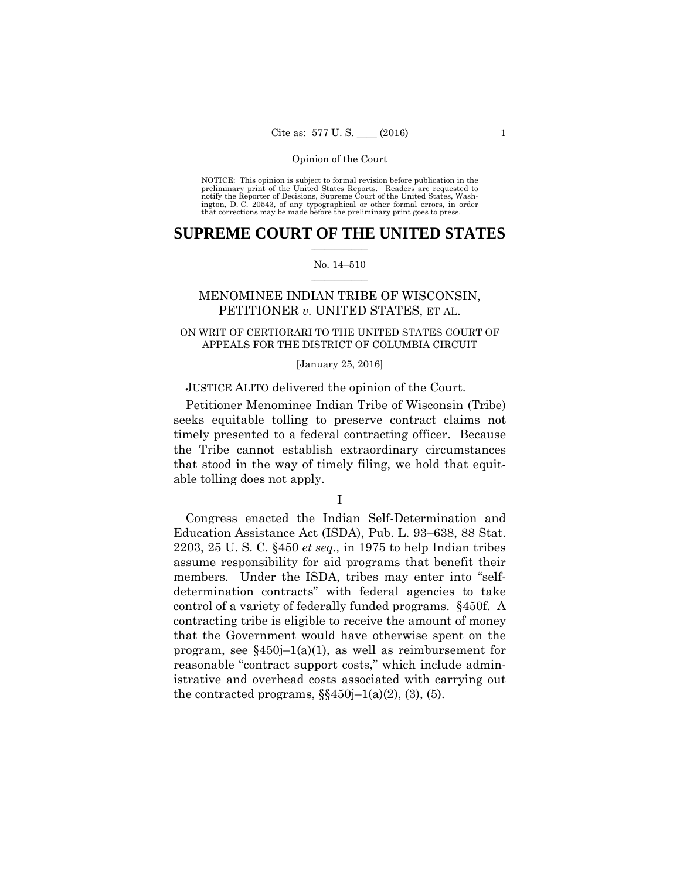NOTICE: This opinion is subject to formal revision before publication in the preliminary print of the United States Reports. Readers are requested to notify the Reporter of Decisions, Supreme Court of the United States, Washington, D. C. 20543, of any typographical or other formal errors, in order that corrections may be made before the preliminary print goes to press.

# SUPREME COURT OF THE UNITED STATES

No. 14–510

MENOMINEE INDIAN TRIBE OF WISCONSIN, PETITIONER *v.* UNITED STATES, ET AL.

ON WRIT OF CERTIORARI TO THE UNITED STATES COURT OF APPEALS FOR THE DISTRICT OF COLUMBIA CIRCUIT

[January 25, 2016]

JUSTICE ALITO delivered the opinion of the Court.

Petitioner Menominee Indian Tribe of Wisconsin (Tribe) seeks equitable tolling to preserve contract claims not timely presented to a federal contracting officer. Because the Tribe cannot establish extraordinary circumstances that stood in the way of timely filing, we hold that equitable tolling does not apply.

I

Congress enacted the Indian Self-Determination and Education Assistance Act (ISDA), Pub. L. 93–638, 88 Stat. 2203, 25 U. S. C. §450 *et seq.,* in 1975 to help Indian tribes assume responsibility for aid programs that benefit their members. Under the ISDA, tribes may enter into "self-determination contracts" with federal agencies to take control of a variety of federally funded programs. §450f. A contracting tribe is eligible to receive the amount of money that the Government would have otherwise spent on the program, see §450j–1(a)(1), as well as reimbursement for reasonable "contract support costs," which include administrative and overhead costs associated with carrying out the contracted programs, §§450j–1(a)(2), (3), (5).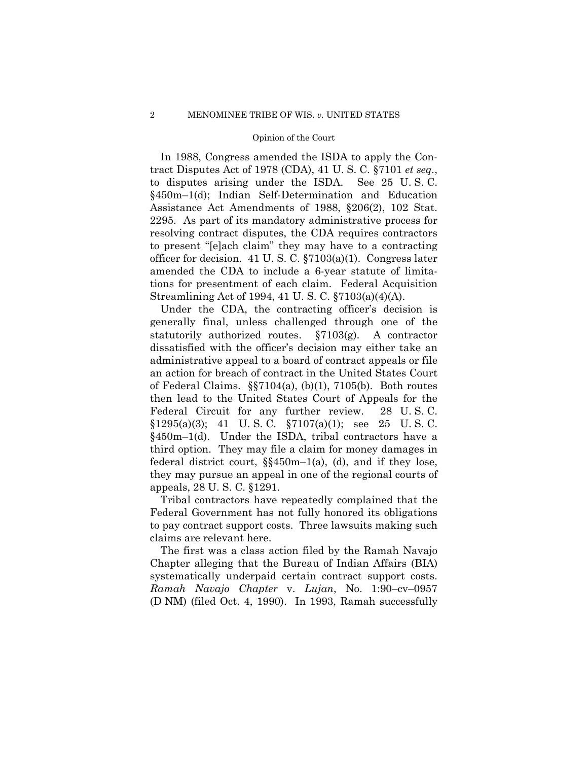In 1988, Congress amended the ISDA to apply the Contract Disputes Act of 1978 (CDA), 41 U. S. C. §7101 *et seq.*, to disputes arising under the ISDA. See 25 U. S. C. §450m–1(d); Indian Self-Determination and Education Assistance Act Amendments of 1988, §206(2), 102 Stat. 2295. As part of its mandatory administrative process for resolving contract disputes, the CDA requires contractors to present "[e]ach claim" they may have to a contracting officer for decision. 41 U. S. C. §7103(a)(1). Congress later amended the CDA to include a 6-year statute of limitations for presentment of each claim. Federal Acquisition Streamlining Act of 1994, 41 U. S. C. §7103(a)(4)(A).

Under the CDA, the contracting officer's decision is generally final, unless challenged through one of the statutorily authorized routes. §7103(g). A contractor dissatisfied with the officer's decision may either take an administrative appeal to a board of contract appeals or file an action for breach of contract in the United States Court of Federal Claims. §§7104(a), (b)(1), 7105(b). Both routes then lead to the United States Court of Appeals for the Federal Circuit for any further review. 28 U. S. C. §1295(a)(3); 41 U. S. C. §7107(a)(1); see 25 U. S. C. §450m–1(d). Under the ISDA, tribal contractors have a third option. They may file a claim for money damages in federal district court, §§450m–1(a), (d), and if they lose, they may pursue an appeal in one of the regional courts of appeals, 28 U. S. C. §1291.

Tribal contractors have repeatedly complained that the Federal Government has not fully honored its obligations to pay contract support costs. Three lawsuits making such claims are relevant here.

The first was a class action filed by the Ramah Navajo Chapter alleging that the Bureau of Indian Affairs (BIA) systematically underpaid certain contract support costs. *Ramah Navajo Chapter* v. *Lujan*, No. 1:90–cv–0957 (D NM) (filed Oct. 4, 1990). In 1993, Ramah successfully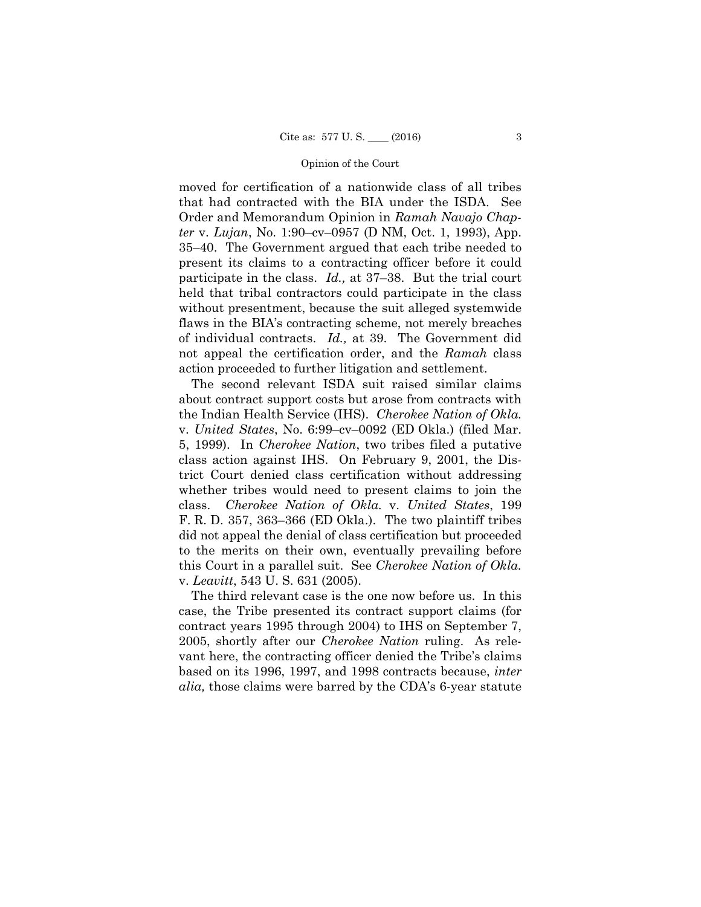moved for certification of a nationwide class of all tribes that had contracted with the BIA under the ISDA. See Order and Memorandum Opinion in *Ramah Navajo Chapter* v. *Lujan*, No. 1:90–cv–0957 (D NM, Oct. 1, 1993), App. 35–40. The Government argued that each tribe needed to present its claims to a contracting officer before it could participate in the class. *Id.,* at 37–38. But the trial court held that tribal contractors could participate in the class without presentment, because the suit alleged systemwide flaws in the BIA's contracting scheme, not merely breaches of individual contracts. *Id.,* at 39. The Government did not appeal the certification order, and the *Ramah* class action proceeded to further litigation and settlement.

The second relevant ISDA suit raised similar claims about contract support costs but arose from contracts with the Indian Health Service (IHS). *Cherokee Nation of Okla.* v. *United States*, No. 6:99–cv–0092 (ED Okla.) (filed Mar. 5, 1999). In *Cherokee Nation*, two tribes filed a putative class action against IHS. On February 9, 2001, the District Court denied class certification without addressing whether tribes would need to present claims to join the class. *Cherokee Nation of Okla.* v. *United States*, 199 F. R. D. 357, 363–366 (ED Okla.). The two plaintiff tribes did not appeal the denial of class certification but proceeded to the merits on their own, eventually prevailing before this Court in a parallel suit. See *Cherokee Nation of Okla.* v. *Leavitt*, 543 U. S. 631 (2005).

The third relevant case is the one now before us. In this case, the Tribe presented its contract support claims (for contract years 1995 through 2004) to IHS on September 7, 2005, shortly after our *Cherokee Nation* ruling. As relevant here, the contracting officer denied the Tribe's claims based on its 1996, 1997, and 1998 contracts because, *inter alia,* those claims were barred by the CDA's 6-year statute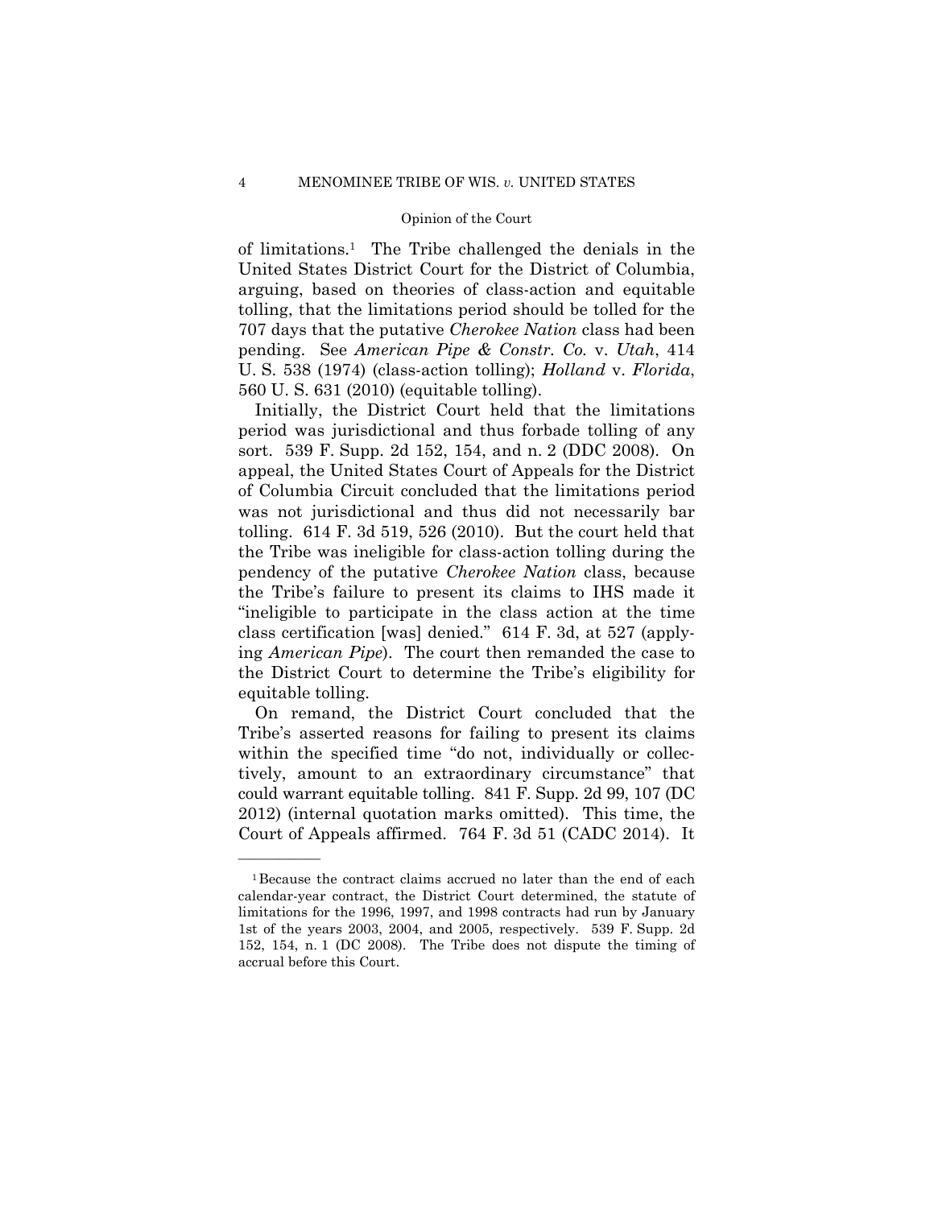of limitations.[1] The Tribe challenged the denials in the United States District Court for the District of Columbia, arguing, based on theories of class-action and equitable tolling, that the limitations period should be tolled for the 707 days that the putative *Cherokee Nation* class had been pending. See *American Pipe & Constr. Co.* v. *Utah*, 414 U. S. 538 (1974) (class-action tolling); *Holland* v. *Florida*, 560 U. S. 631 (2010) (equitable tolling).

Initially, the District Court held that the limitations period was jurisdictional and thus forbade tolling of any sort. 539 F. Supp. 2d 152, 154, and n. 2 (DDC 2008). On appeal, the United States Court of Appeals for the District of Columbia Circuit concluded that the limitations period was not jurisdictional and thus did not necessarily bar tolling. 614 F. 3d 519, 526 (2010). But the court held that the Tribe was ineligible for class-action tolling during the pendency of the putative *Cherokee Nation* class, because the Tribe's failure to present its claims to IHS made it "ineligible to participate in the class action at the time class certification [was] denied." 614 F. 3d, at 527 (applying *American Pipe*). The court then remanded the case to the District Court to determine the Tribe's eligibility for equitable tolling.

On remand, the District Court concluded that the Tribe's asserted reasons for failing to present its claims within the specified time "do not, individually or collectively, amount to an extraordinary circumstance" that could warrant equitable tolling. 841 F. Supp. 2d 99, 107 (DC 2012) (internal quotation marks omitted). This time, the Court of Appeals affirmed. 764 F. 3d 51 (CADC 2014). It

---

[1] Because the contract claims accrued no later than the end of each calendar-year contract, the District Court determined, the statute of limitations for the 1996, 1997, and 1998 contracts had run by January 1st of the years 2003, 2004, and 2005, respectively. 539 F. Supp. 2d 152, 154, n. 1 (DC 2008). The Tribe does not dispute the timing of accrual before this Court.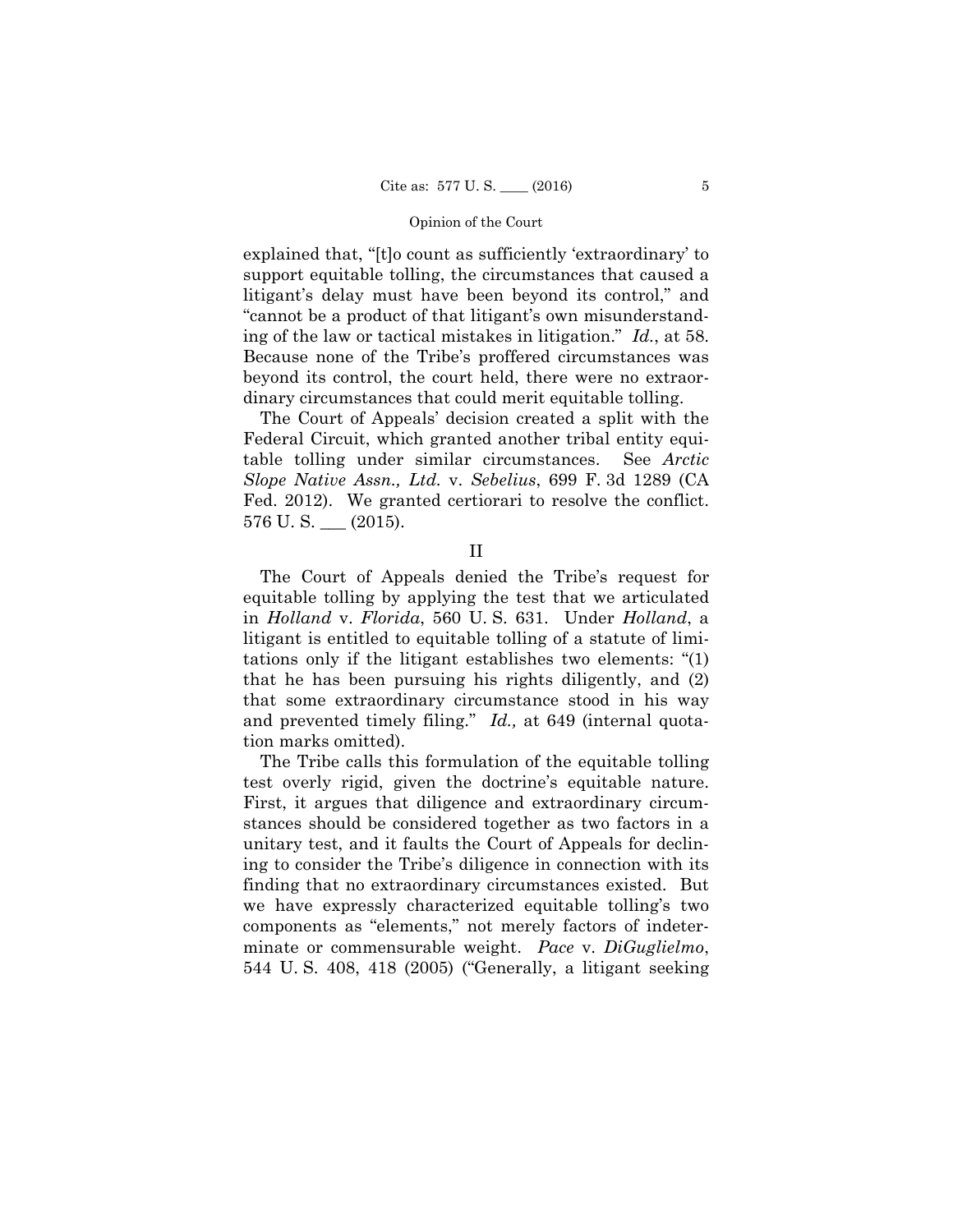explained that, "[t]o count as sufficiently 'extraordinary' to support equitable tolling, the circumstances that caused a litigant's delay must have been beyond its control," and "cannot be a product of that litigant's own misunderstanding of the law or tactical mistakes in litigation." *Id.*, at 58. Because none of the Tribe's proffered circumstances was beyond its control, the court held, there were no extraordinary circumstances that could merit equitable tolling.

The Court of Appeals' decision created a split with the Federal Circuit, which granted another tribal entity equitable tolling under similar circumstances. See *Arctic Slope Native Assn., Ltd.* v. *Sebelius*, 699 F. 3d 1289 (CA Fed. 2012). We granted certiorari to resolve the conflict. 576 U. S. ___ (2015).

## II

The Court of Appeals denied the Tribe's request for equitable tolling by applying the test that we articulated in *Holland* v. *Florida*, 560 U. S. 631. Under *Holland*, a litigant is entitled to equitable tolling of a statute of limitations only if the litigant establishes two elements: "(1) that he has been pursuing his rights diligently, and (2) that some extraordinary circumstance stood in his way and prevented timely filing." *Id.,* at 649 (internal quotation marks omitted).

The Tribe calls this formulation of the equitable tolling test overly rigid, given the doctrine's equitable nature. First, it argues that diligence and extraordinary circumstances should be considered together as two factors in a unitary test, and it faults the Court of Appeals for declining to consider the Tribe's diligence in connection with its finding that no extraordinary circumstances existed. But we have expressly characterized equitable tolling's two components as "elements," not merely factors of indeterminate or commensurable weight. *Pace* v. *DiGuglielmo*, 544 U. S. 408, 418 (2005) ("Generally, a litigant seeking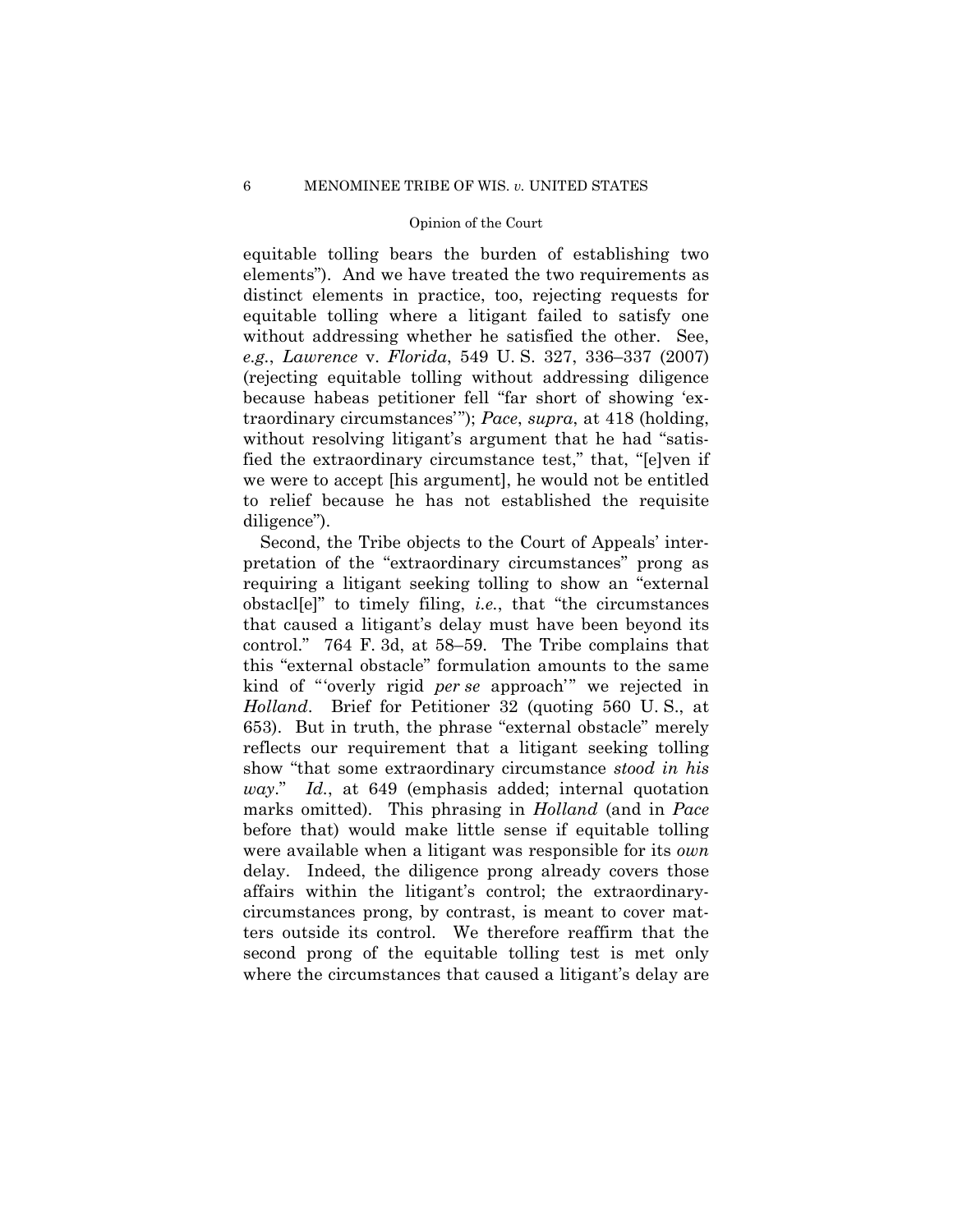equitable tolling bears the burden of establishing two elements"). And we have treated the two requirements as distinct elements in practice, too, rejecting requests for equitable tolling where a litigant failed to satisfy one without addressing whether he satisfied the other. See, *e.g.*, *Lawrence* v. *Florida*, 549 U. S. 327, 336–337 (2007) (rejecting equitable tolling without addressing diligence because habeas petitioner fell "far short of showing 'extraordinary circumstances'"); *Pace*, *supra*, at 418 (holding, without resolving litigant's argument that he had "satisfied the extraordinary circumstance test," that, "[e]ven if we were to accept [his argument], he would not be entitled to relief because he has not established the requisite diligence").

Second, the Tribe objects to the Court of Appeals' interpretation of the "extraordinary circumstances" prong as requiring a litigant seeking tolling to show an "external obstacl[e]" to timely filing, *i.e.*, that "the circumstances that caused a litigant's delay must have been beyond its control." 764 F. 3d, at 58–59. The Tribe complains that this "external obstacle" formulation amounts to the same kind of "'overly rigid *per se* approach'" we rejected in *Holland*. Brief for Petitioner 32 (quoting 560 U. S., at 653). But in truth, the phrase "external obstacle" merely reflects our requirement that a litigant seeking tolling show "that some extraordinary circumstance *stood in his way*." *Id.*, at 649 (emphasis added; internal quotation marks omitted). This phrasing in *Holland* (and in *Pace* before that) would make little sense if equitable tolling were available when a litigant was responsible for its *own* delay. Indeed, the diligence prong already covers those affairs within the litigant's control; the extraordinary-circumstances prong, by contrast, is meant to cover matters outside its control. We therefore reaffirm that the second prong of the equitable tolling test is met only where the circumstances that caused a litigant's delay are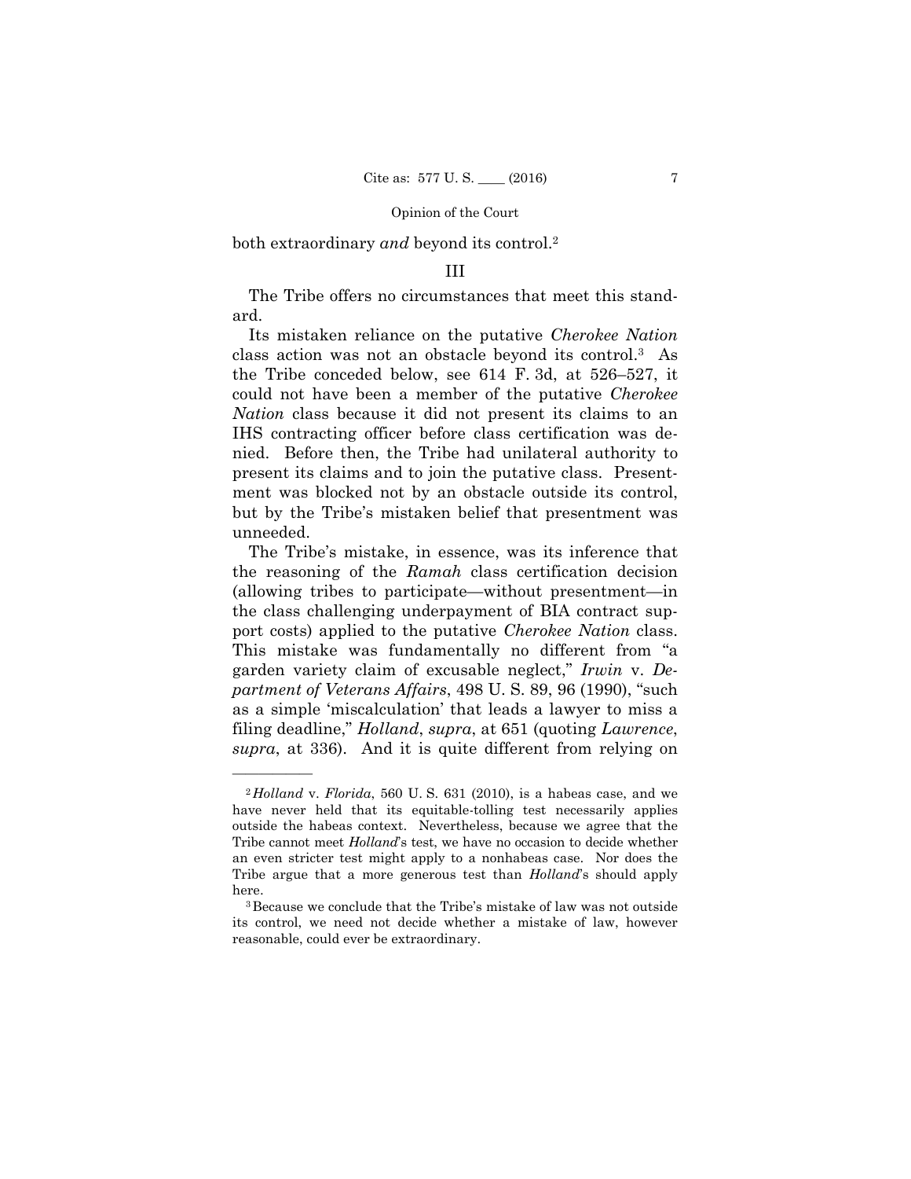both extraordinary *and* beyond its control.[2]

## III

The Tribe offers no circumstances that meet this standard.

Its mistaken reliance on the putative *Cherokee Nation* class action was not an obstacle beyond its control.[3] As the Tribe conceded below, see 614 F. 3d, at 526–527, it could not have been a member of the putative *Cherokee Nation* class because it did not present its claims to an IHS contracting officer before class certification was denied. Before then, the Tribe had unilateral authority to present its claims and to join the putative class. Presentment was blocked not by an obstacle outside its control, but by the Tribe's mistaken belief that presentment was unneeded.

The Tribe's mistake, in essence, was its inference that the reasoning of the *Ramah* class certification decision (allowing tribes to participate—without presentment—in the class challenging underpayment of BIA contract support costs) applied to the putative *Cherokee Nation* class. This mistake was fundamentally no different from "a garden variety claim of excusable neglect," *Irwin* v. *Department of Veterans Affairs*, 498 U. S. 89, 96 (1990), "such as a simple 'miscalculation' that leads a lawyer to miss a filing deadline," *Holland*, *supra*, at 651 (quoting *Lawrence*, *supra*, at 336). And it is quite different from relying on

---

[2] *Holland* v. *Florida*, 560 U. S. 631 (2010), is a habeas case, and we have never held that its equitable-tolling test necessarily applies outside the habeas context. Nevertheless, because we agree that the Tribe cannot meet *Holland*'s test, we have no occasion to decide whether an even stricter test might apply to a nonhabeas case. Nor does the Tribe argue that a more generous test than *Holland*'s should apply here.

[3] Because we conclude that the Tribe's mistake of law was not outside its control, we need not decide whether a mistake of law, however reasonable, could ever be extraordinary.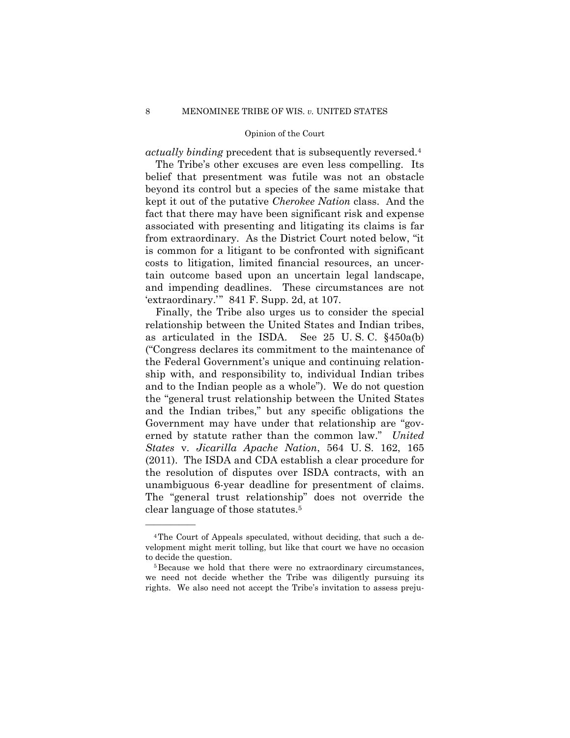*actually binding* precedent that is subsequently reversed.[4]

The Tribe's other excuses are even less compelling. Its belief that presentment was futile was not an obstacle beyond its control but a species of the same mistake that kept it out of the putative *Cherokee Nation* class. And the fact that there may have been significant risk and expense associated with presenting and litigating its claims is far from extraordinary. As the District Court noted below, "it is common for a litigant to be confronted with significant costs to litigation, limited financial resources, an uncertain outcome based upon an uncertain legal landscape, and impending deadlines. These circumstances are not 'extraordinary.'" 841 F. Supp. 2d, at 107.

Finally, the Tribe also urges us to consider the special relationship between the United States and Indian tribes, as articulated in the ISDA. See 25 U. S. C. §450a(b) ("Congress declares its commitment to the maintenance of the Federal Government's unique and continuing relationship with, and responsibility to, individual Indian tribes and to the Indian people as a whole"). We do not question the "general trust relationship between the United States and the Indian tribes," but any specific obligations the Government may have under that relationship are "governed by statute rather than the common law." *United States* v. *Jicarilla Apache Nation*, 564 U. S. 162, 165 (2011). The ISDA and CDA establish a clear procedure for the resolution of disputes over ISDA contracts, with an unambiguous 6-year deadline for presentment of claims. The "general trust relationship" does not override the clear language of those statutes.[5]

---

[4] The Court of Appeals speculated, without deciding, that such a development might merit tolling, but like that court we have no occasion to decide the question.

[5] Because we hold that there were no extraordinary circumstances, we need not decide whether the Tribe was diligently pursuing its rights. We also need not accept the Tribe's invitation to assess preju-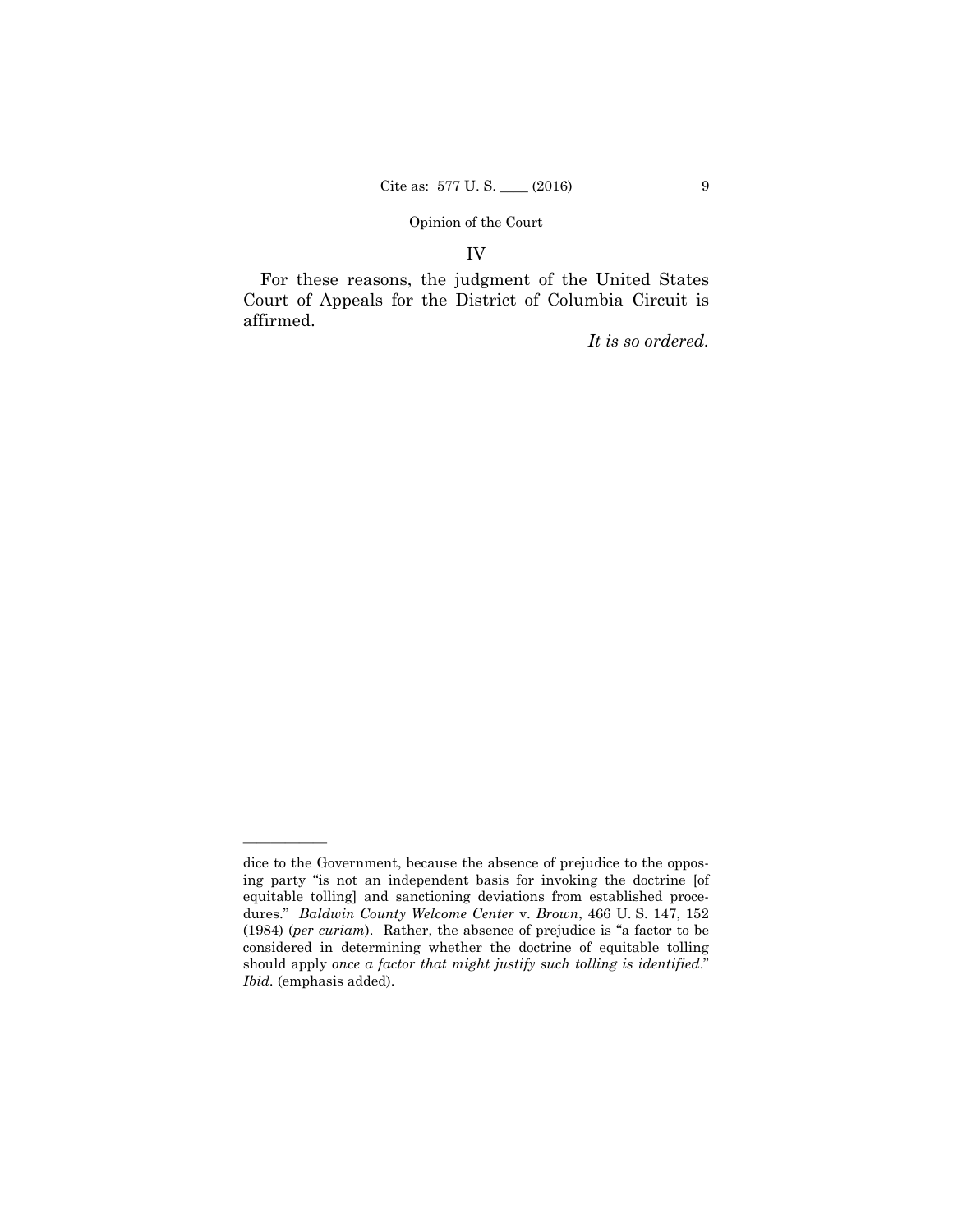## IV

For these reasons, the judgment of the United States Court of Appeals for the District of Columbia Circuit is affirmed.

*It is so ordered.*

---

dice to the Government, because the absence of prejudice to the opposing party "is not an independent basis for invoking the doctrine [of equitable tolling] and sanctioning deviations from established procedures." *Baldwin County Welcome Center* v. *Brown*, 466 U. S. 147, 152 (1984) (*per curiam*). Rather, the absence of prejudice is "a factor to be considered in determining whether the doctrine of equitable tolling should apply *once a factor that might justify such tolling is identified*." *Ibid.* (emphasis added).